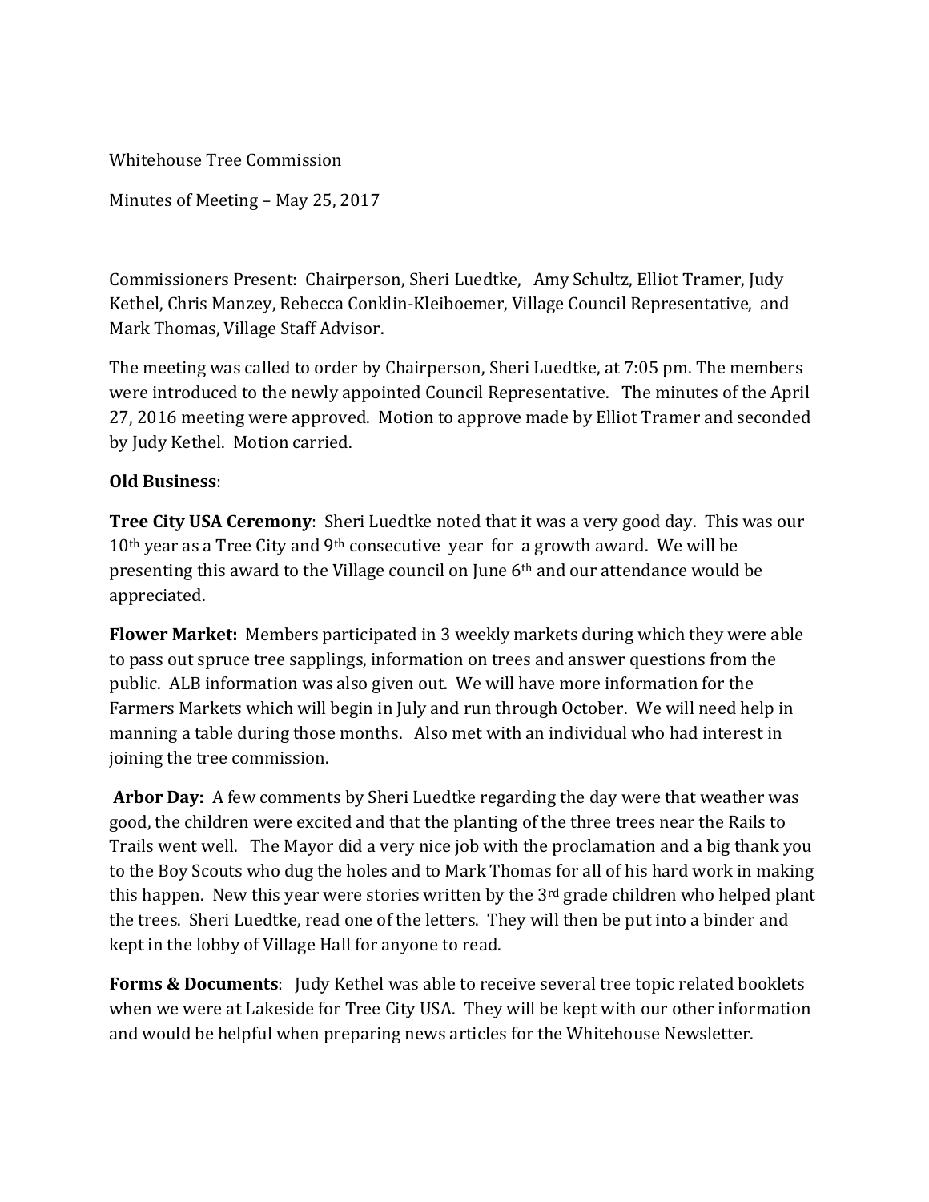Whitehouse Tree Commission

Minutes of Meeting – May 25, 2017

Commissioners Present: Chairperson, Sheri Luedtke, Amy Schultz, Elliot Tramer, Judy Kethel, Chris Manzey, Rebecca Conklin-Kleiboemer, Village Council Representative, and Mark Thomas, Village Staff Advisor.

The meeting was called to order by Chairperson, Sheri Luedtke, at 7:05 pm. The members were introduced to the newly appointed Council Representative. The minutes of the April 27, 2016 meeting were approved. Motion to approve made by Elliot Tramer and seconded by Judy Kethel. Motion carried.

**Old Business**:

**Tree City USA Ceremony**: Sheri Luedtke noted that it was a very good day. This was our 10th year as a Tree City and 9th consecutive year for a growth award. We will be presenting this award to the Village council on June 6th and our attendance would be appreciated.

**Flower Market:** Members participated in 3 weekly markets during which they were able to pass out spruce tree sapplings, information on trees and answer questions from the public. ALB information was also given out. We will have more information for the Farmers Markets which will begin in July and run through October. We will need help in manning a table during those months. Also met with an individual who had interest in joining the tree commission.

**Arbor Day:** A few comments by Sheri Luedtke regarding the day were that weather was good, the children were excited and that the planting of the three trees near the Rails to Trails went well. The Mayor did a very nice job with the proclamation and a big thank you to the Boy Scouts who dug the holes and to Mark Thomas for all of his hard work in making this happen. New this year were stories written by the 3rd grade children who helped plant the trees. Sheri Luedtke, read one of the letters. They will then be put into a binder and kept in the lobby of Village Hall for anyone to read.

**Forms & Documents**: Judy Kethel was able to receive several tree topic related booklets when we were at Lakeside for Tree City USA. They will be kept with our other information and would be helpful when preparing news articles for the Whitehouse Newsletter.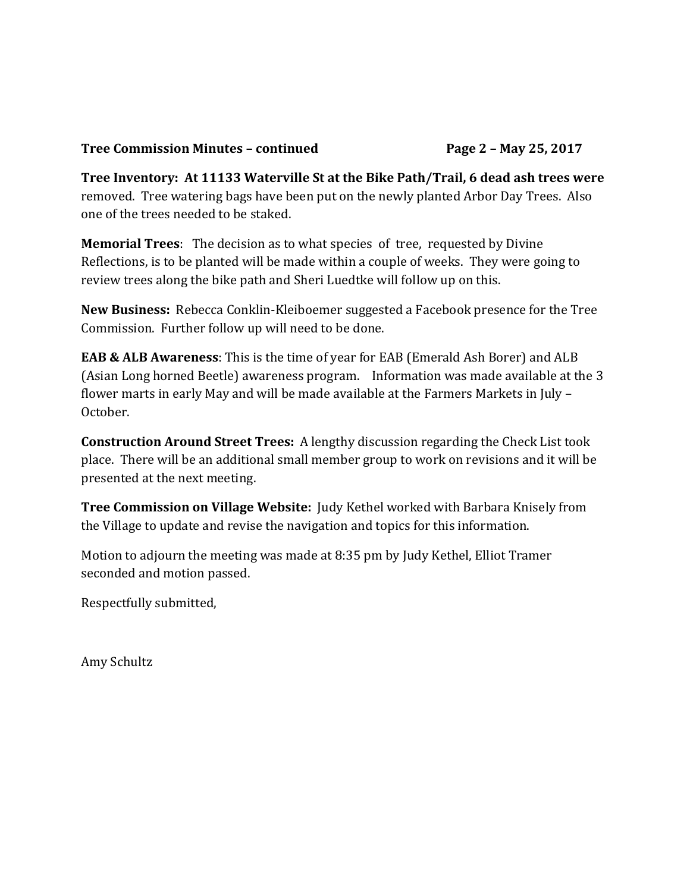**Tree Inventory: At 11133 Waterville St at the Bike Path/Trail, 6 dead ash trees were** removed. Tree watering bags have been put on the newly planted Arbor Day Trees. Also one of the trees needed to be staked.

**Memorial Trees**: The decision as to what species of tree, requested by Divine Reflections, is to be planted will be made within a couple of weeks. They were going to review trees along the bike path and Sheri Luedtke will follow up on this.

**New Business:** Rebecca Conklin-Kleiboemer suggested a Facebook presence for the Tree Commission. Further follow up will need to be done.

**EAB & ALB Awareness**: This is the time of year for EAB (Emerald Ash Borer) and ALB (Asian Long horned Beetle) awareness program. Information was made available at the 3 flower marts in early May and will be made available at the Farmers Markets in July – October.

**Construction Around Street Trees:** A lengthy discussion regarding the Check List took place. There will be an additional small member group to work on revisions and it will be presented at the next meeting.

**Tree Commission on Village Website:** Judy Kethel worked with Barbara Knisely from the Village to update and revise the navigation and topics for this information.

Motion to adjourn the meeting was made at 8:35 pm by Judy Kethel, Elliot Tramer seconded and motion passed.

Respectfully submitted,

Amy Schultz